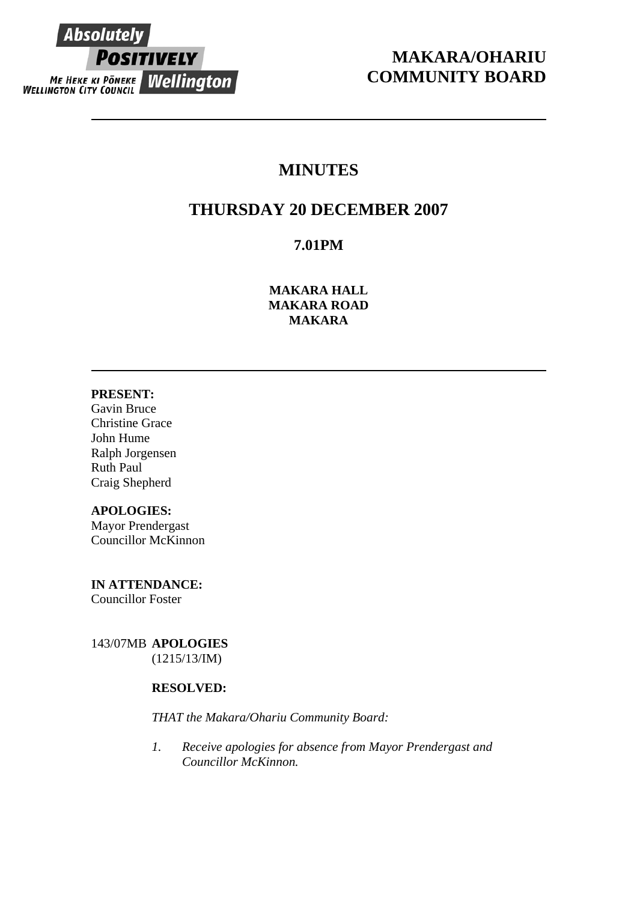Absolutely POSITIVELY Wellington
ME HEKE KI PŌNEKE
WELLINGTON CITY COUNCIL

# MAKARA/OHARIU COMMUNITY BOARD

---

# MINUTES

## THURSDAY 20 DECEMBER 2007

### 7.01PM

**MAKARA HALL**
**MAKARA ROAD**
**MAKARA**

---

**PRESENT:**
Gavin Bruce
Christine Grace
John Hume
Ralph Jorgensen
Ruth Paul
Craig Shepherd

**APOLOGIES:**
Mayor Prendergast
Councillor McKinnon

**IN ATTENDANCE:**
Councillor Foster

143/07MB **APOLOGIES**
(1215/13/IM)

**RESOLVED:**

*THAT the Makara/Ohariu Community Board:*

1. *Receive apologies for absence from Mayor Prendergast and Councillor McKinnon.*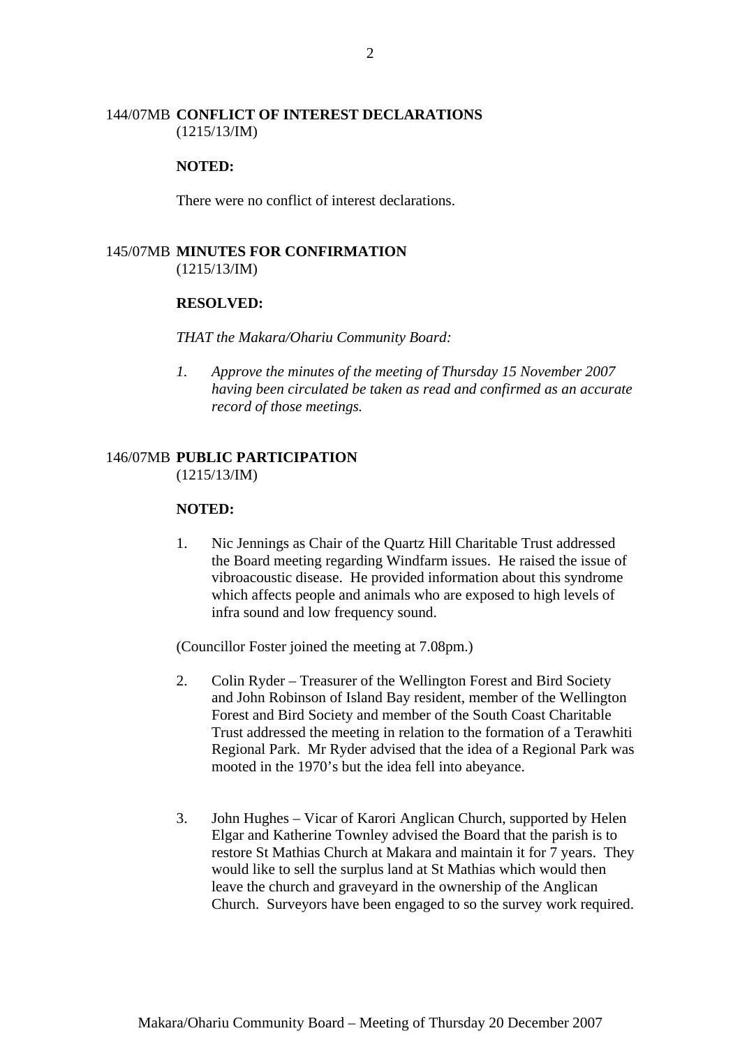## 144/07MB CONFLICT OF INTEREST DECLARATIONS
(1215/13/IM)

**NOTED:**

There were no conflict of interest declarations.

## 145/07MB MINUTES FOR CONFIRMATION
(1215/13/IM)

**RESOLVED:**

*THAT the Makara/Ohariu Community Board:*

1. *Approve the minutes of the meeting of Thursday 15 November 2007 having been circulated be taken as read and confirmed as an accurate record of those meetings.*

## 146/07MB PUBLIC PARTICIPATION
(1215/13/IM)

**NOTED:**

1. Nic Jennings as Chair of the Quartz Hill Charitable Trust addressed the Board meeting regarding Windfarm issues. He raised the issue of vibroacoustic disease. He provided information about this syndrome which affects people and animals who are exposed to high levels of infra sound and low frequency sound.

(Councillor Foster joined the meeting at 7.08pm.)

2. Colin Ryder – Treasurer of the Wellington Forest and Bird Society and John Robinson of Island Bay resident, member of the Wellington Forest and Bird Society and member of the South Coast Charitable Trust addressed the meeting in relation to the formation of a Terawhiti Regional Park. Mr Ryder advised that the idea of a Regional Park was mooted in the 1970's but the idea fell into abeyance.

3. John Hughes – Vicar of Karori Anglican Church, supported by Helen Elgar and Katherine Townley advised the Board that the parish is to restore St Mathias Church at Makara and maintain it for 7 years. They would like to sell the surplus land at St Mathias which would then leave the church and graveyard in the ownership of the Anglican Church. Surveyors have been engaged to so the survey work required.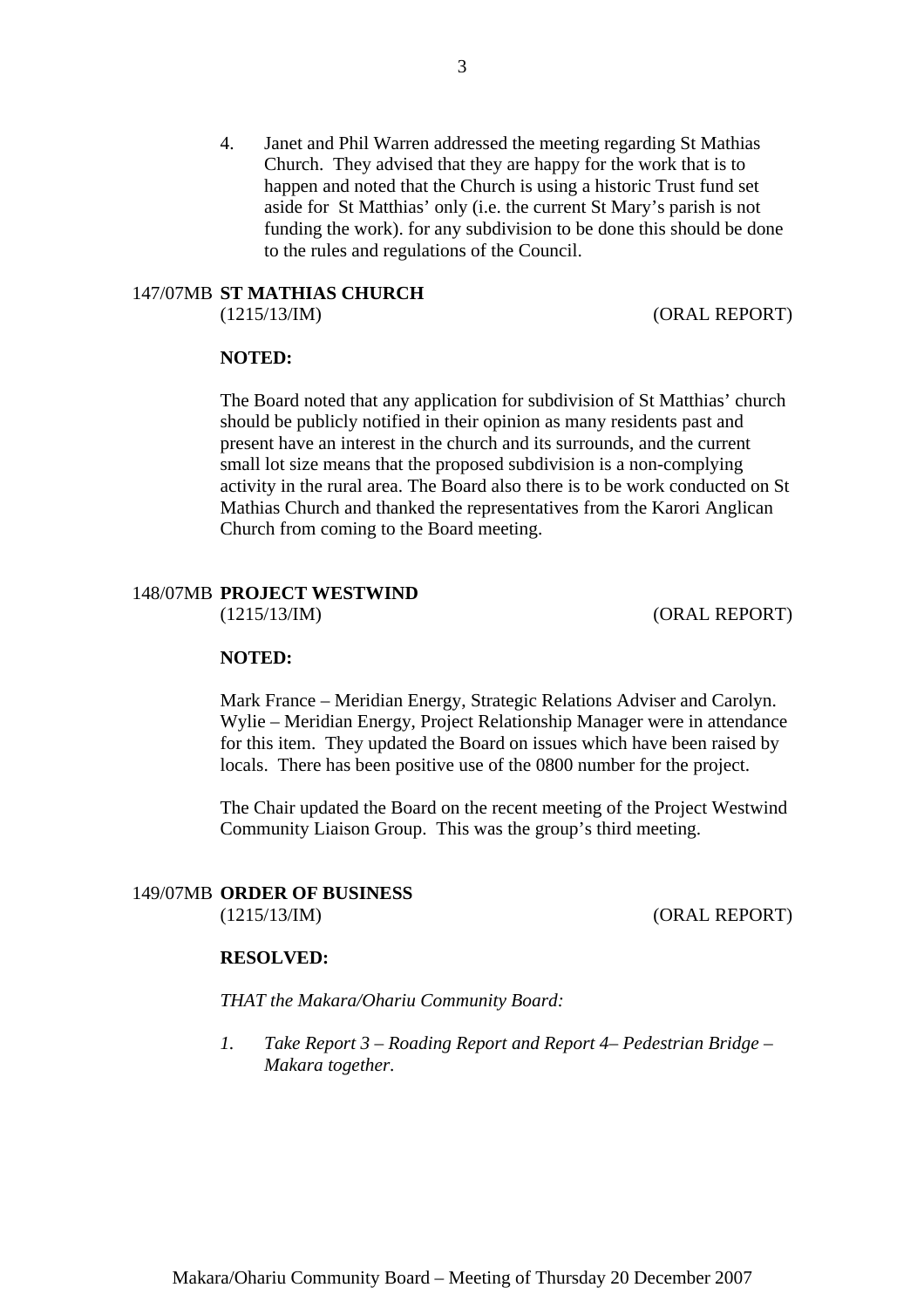4. Janet and Phil Warren addressed the meeting regarding St Mathias Church. They advised that they are happy for the work that is to happen and noted that the Church is using a historic Trust fund set aside for St Matthias' only (i.e. the current St Mary's parish is not funding the work). for any subdivision to be done this should be done to the rules and regulations of the Council.

## 147/07MB ST MATHIAS CHURCH

(1215/13/IM) (ORAL REPORT)

**NOTED:**

The Board noted that any application for subdivision of St Matthias' church should be publicly notified in their opinion as many residents past and present have an interest in the church and its surrounds, and the current small lot size means that the proposed subdivision is a non-complying activity in the rural area. The Board also there is to be work conducted on St Mathias Church and thanked the representatives from the Karori Anglican Church from coming to the Board meeting.

## 148/07MB PROJECT WESTWIND

(1215/13/IM) (ORAL REPORT)

**NOTED:**

Mark France – Meridian Energy, Strategic Relations Adviser and Carolyn. Wylie – Meridian Energy, Project Relationship Manager were in attendance for this item. They updated the Board on issues which have been raised by locals. There has been positive use of the 0800 number for the project.

The Chair updated the Board on the recent meeting of the Project Westwind Community Liaison Group. This was the group's third meeting.

## 149/07MB ORDER OF BUSINESS

(1215/13/IM) (ORAL REPORT)

**RESOLVED:**

*THAT the Makara/Ohariu Community Board:*

1. *Take Report 3 – Roading Report and Report 4– Pedestrian Bridge – Makara together.*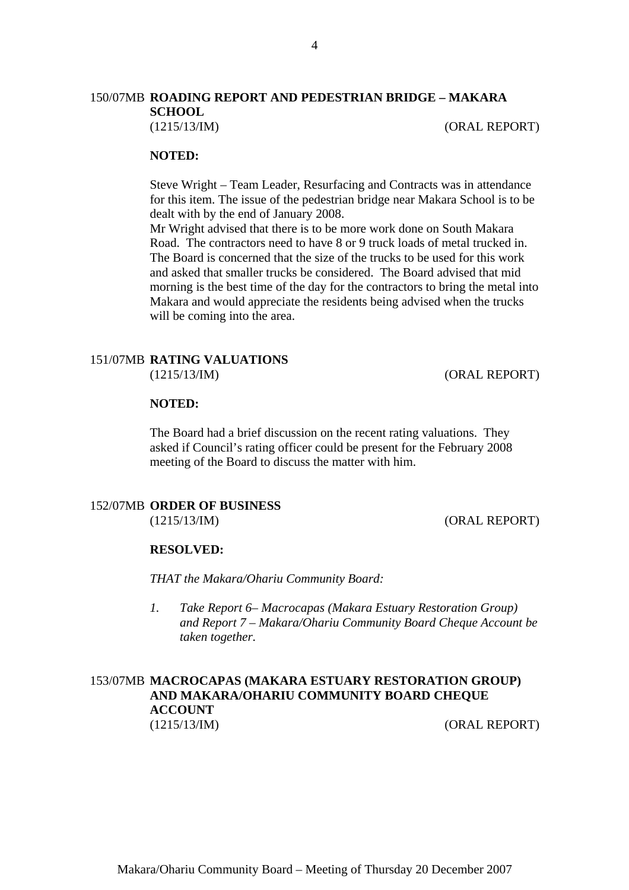## 150/07MB **ROADING REPORT AND PEDESTRIAN BRIDGE – MAKARA SCHOOL**

(1215/13/IM) (ORAL REPORT)

**NOTED:**

Steve Wright – Team Leader, Resurfacing and Contracts was in attendance for this item. The issue of the pedestrian bridge near Makara School is to be dealt with by the end of January 2008.

Mr Wright advised that there is to be more work done on South Makara Road. The contractors need to have 8 or 9 truck loads of metal trucked in. The Board is concerned that the size of the trucks to be used for this work and asked that smaller trucks be considered. The Board advised that mid morning is the best time of the day for the contractors to bring the metal into Makara and would appreciate the residents being advised when the trucks will be coming into the area.

## 151/07MB **RATING VALUATIONS**

(1215/13/IM) (ORAL REPORT)

**NOTED:**

The Board had a brief discussion on the recent rating valuations. They asked if Council's rating officer could be present for the February 2008 meeting of the Board to discuss the matter with him.

## 152/07MB **ORDER OF BUSINESS**

(1215/13/IM) (ORAL REPORT)

**RESOLVED:**

*THAT the Makara/Ohariu Community Board:*

1. *Take Report 6– Macrocapas (Makara Estuary Restoration Group) and Report 7 – Makara/Ohariu Community Board Cheque Account be taken together.*

## 153/07MB **MACROCAPAS (MAKARA ESTUARY RESTORATION GROUP) AND MAKARA/OHARIU COMMUNITY BOARD CHEQUE ACCOUNT**

(1215/13/IM) (ORAL REPORT)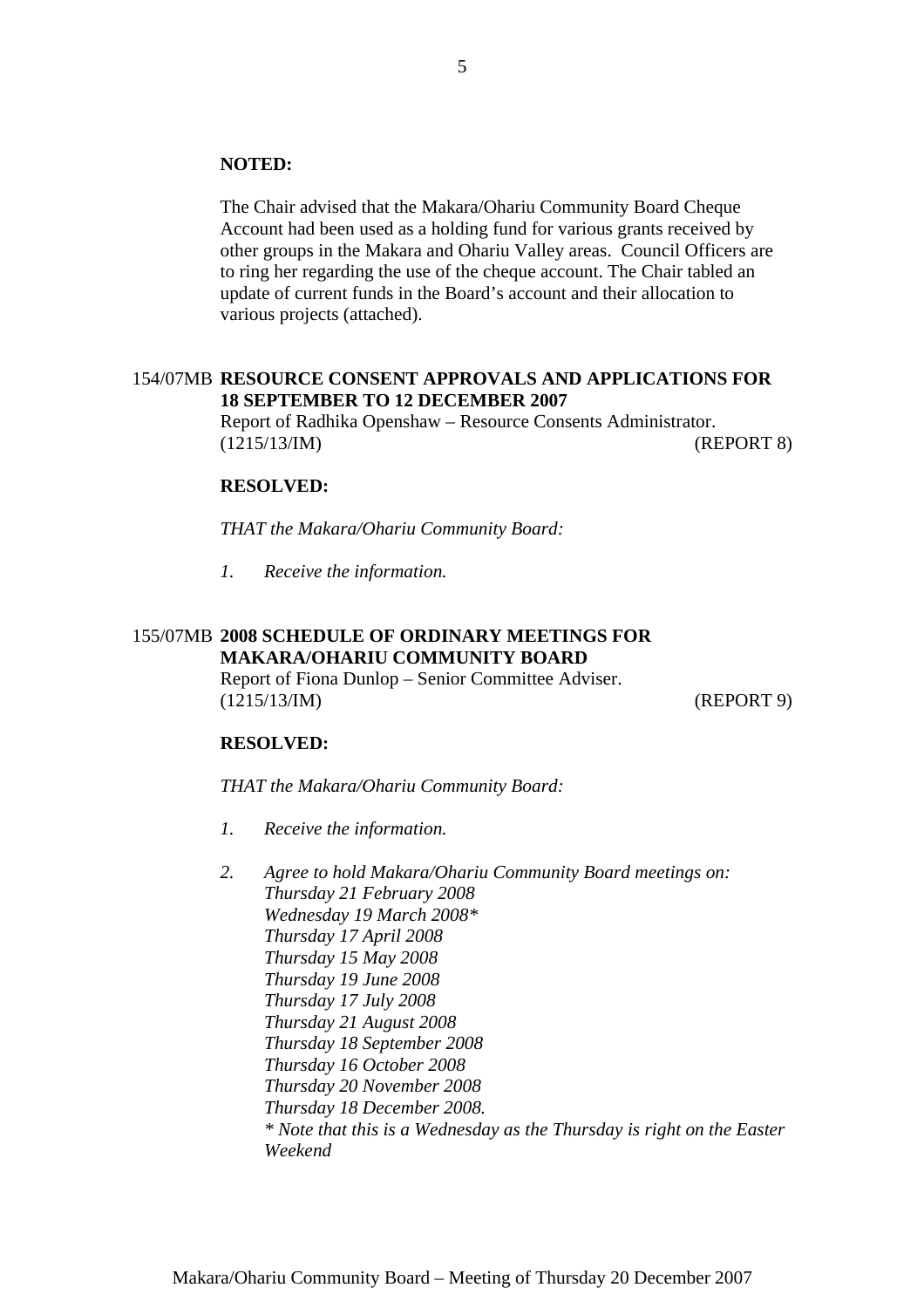**NOTED:**

The Chair advised that the Makara/Ohariu Community Board Cheque Account had been used as a holding fund for various grants received by other groups in the Makara and Ohariu Valley areas. Council Officers are to ring her regarding the use of the cheque account. The Chair tabled an update of current funds in the Board's account and their allocation to various projects (attached).

154/07MB **RESOURCE CONSENT APPROVALS AND APPLICATIONS FOR 18 SEPTEMBER TO 12 DECEMBER 2007**

Report of Radhika Openshaw – Resource Consents Administrator.
(1215/13/IM) (REPORT 8)

**RESOLVED:**

*THAT the Makara/Ohariu Community Board:*

1. *Receive the information.*

155/07MB **2008 SCHEDULE OF ORDINARY MEETINGS FOR MAKARA/OHARIU COMMUNITY BOARD**

Report of Fiona Dunlop – Senior Committee Adviser.
(1215/13/IM) (REPORT 9)

**RESOLVED:**

*THAT the Makara/Ohariu Community Board:*

1. *Receive the information.*

2. *Agree to hold Makara/Ohariu Community Board meetings on:*
   *Thursday 21 February 2008*
   *Wednesday 19 March 2008**
   *Thursday 17 April 2008*
   *Thursday 15 May 2008*
   *Thursday 19 June 2008*
   *Thursday 17 July 2008*
   *Thursday 21 August 2008*
   *Thursday 18 September 2008*
   *Thursday 16 October 2008*
   *Thursday 20 November 2008*
   *Thursday 18 December 2008.*
   ** Note that this is a Wednesday as the Thursday is right on the Easter Weekend*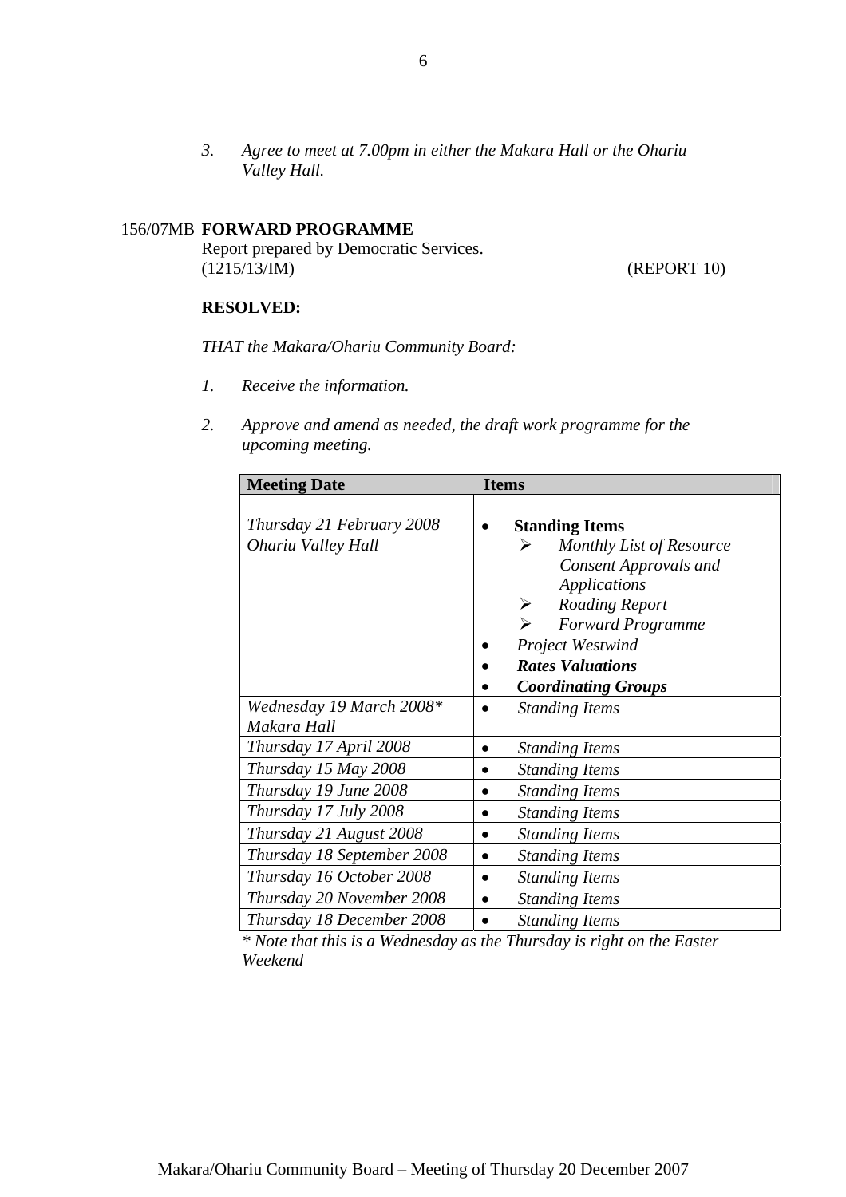3. *Agree to meet at 7.00pm in either the Makara Hall or the Ohariu Valley Hall.*

156/07MB **FORWARD PROGRAMME**
Report prepared by Democratic Services.
(1215/13/IM) (REPORT 10)

**RESOLVED:**

*THAT the Makara/Ohariu Community Board:*

1. *Receive the information.*

2. *Approve and amend as needed, the draft work programme for the upcoming meeting.*

| Meeting Date | Items |
|---|---|
| *Thursday 21 February 2008*<br>*Ohariu Valley Hall* | • **Standing Items**<br>➢ *Monthly List of Resource Consent Approvals and Applications*<br>➢ *Roading Report*<br>➢ *Forward Programme*<br>• *Project Westwind*<br>• ***Rates Valuations***<br>• ***Coordinating Groups*** |
| *Wednesday 19 March 2008\**<br>*Makara Hall* | • *Standing Items* |
| *Thursday 17 April 2008* | • *Standing Items* |
| *Thursday 15 May 2008* | • *Standing Items* |
| *Thursday 19 June 2008* | • *Standing Items* |
| *Thursday 17 July 2008* | • *Standing Items* |
| *Thursday 21 August 2008* | • *Standing Items* |
| *Thursday 18 September 2008* | • *Standing Items* |
| *Thursday 16 October 2008* | • *Standing Items* |
| *Thursday 20 November 2008* | • *Standing Items* |
| *Thursday 18 December 2008* | • *Standing Items* |

*\* Note that this is a Wednesday as the Thursday is right on the Easter Weekend*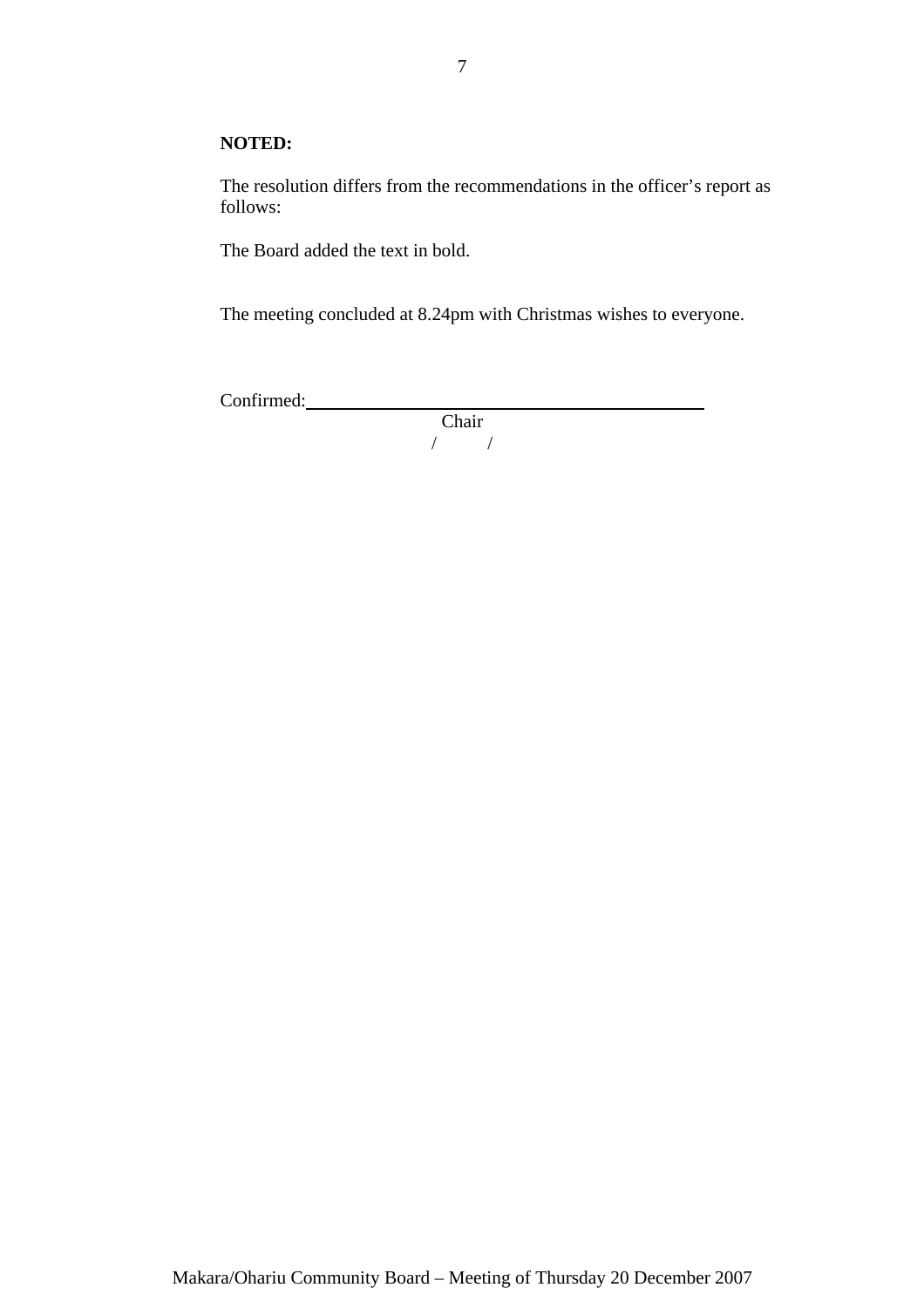**NOTED:**

The resolution differs from the recommendations in the officer's report as follows:

The Board added the text in bold.

The meeting concluded at 8.24pm with Christmas wishes to everyone.

Confirmed: \_\_\_\_\_\_\_\_\_\_\_\_\_\_\_\_\_\_\_\_\_\_\_\_\_\_\_\_\_\_\_\_\_\_\_\_

Chair

/ /